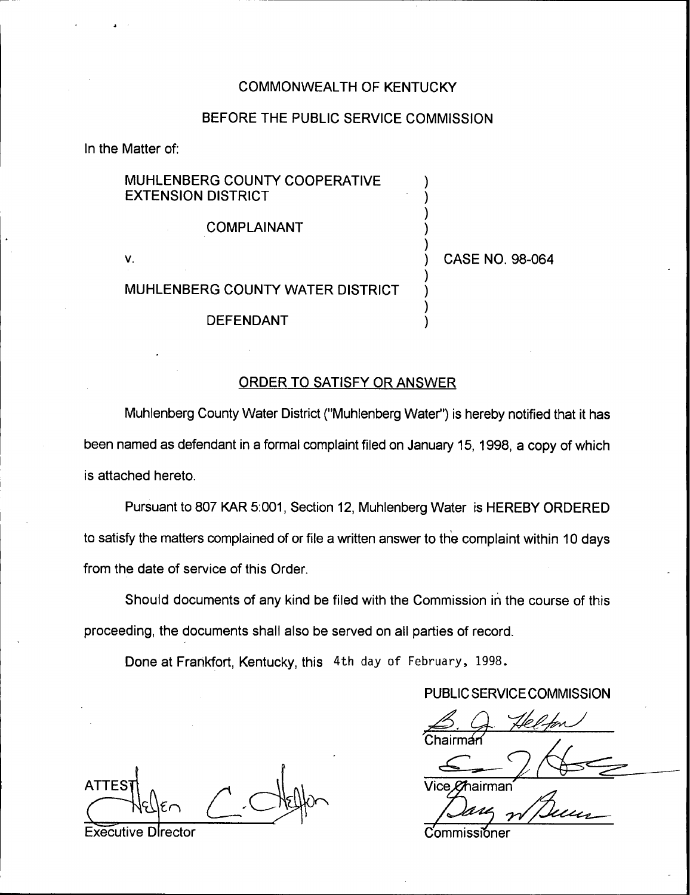COMMONWEALTH OF KENTUCKY

BEFORE THE PUBLIC SERVICE COMMISSION

In the Matter of:

MUHLENBERG COUNTY COOPERATIVE EXTENSION DISTRICT

COMPLAINANT

v.

MUHLENBERG COUNTY WATER DISTRICT

DEFENDANT

CASE NO. 98-064

## ORDER TO SATISFY OR ANSWER

Muhlenberg County Water District ("Muhlenberg Water") is hereby notified that it has been named as defendant in a formal complaint filed on January 15, 1998, a copy of which is attached hereto.

Pursuant to 807 KAR 5:001, Section 12, Muhlenberg Water is HEREBY ORDERED to satisfy the matters complained of or file a written answer to the complaint within 10 days from the date of service of this Order.

Should documents of any kind be filed with the Commission in the course of this proceeding, the documents shall also be served on all parties of record.

Done at Frankfort, Kentucky, this 4th day of February, 1998.

PUBLIC SERVICE COMMISSION

Chairman

Vice Chairman

Commissioner

ATTEST:

Executive Director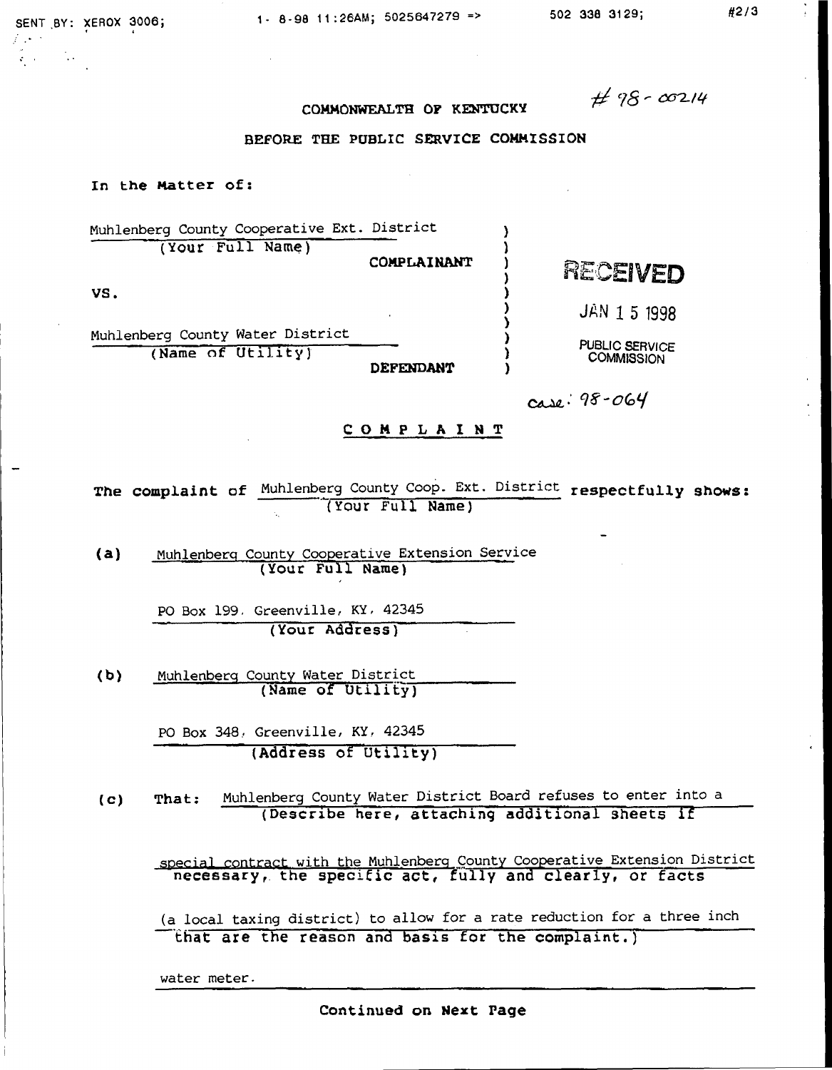COMMONWEALTH OF KENTUCKY

\# 98-00214

BEFORE THE PUBLIC SERVICE COMMISSION

In the Matter of:

Muhlenberg County Cooperative Ext. District
(Your Full Name)
**COMPLAINANT**

VS.

Muhlenberg County Water District
(Name of Utility)
**DEFENDANT**

RECEIVED
JAN 15 1998
PUBLIC SERVICE COMMISSION

case: 98-064

## C O M P L A I N T

**The complaint of** Muhlenberg County Coop. Ext. District (Your Full Name) **respectfully shows:**

**(a)** Muhlenberg County Cooperative Extension Service
(Your Full Name)

PO Box 199, Greenville, KY, 42345
(Your Address)

**(b)** Muhlenberg County Water District
(Name of Utility)

PO Box 348, Greenville, KY, 42345
(Address of Utility)

**(c)** That: Muhlenberg County Water District Board refuses to enter into a special contract with the Muhlenberg County Cooperative Extension District (a local taxing district) to allow for a rate reduction for a three inch water meter.
(Describe here, attaching additional sheets if necessary, the specific act, fully and clearly, or facts that are the reason and basis for the complaint.)

**Continued on Next Page**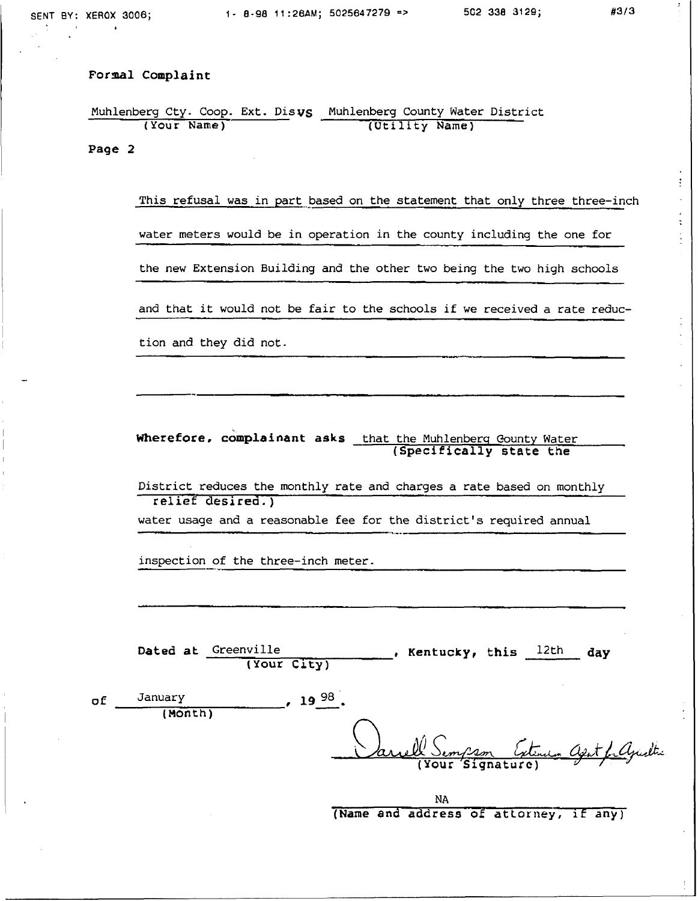**Formal Complaint**

Muhlenberg Cty. Coop. Ext. Dis **vs** Muhlenberg County Water District
(Your Name) (Utility Name)

**Page 2**

This refusal was in part based on the statement that only three three-inch water meters would be in operation in the county including the one for the new Extension Building and the other two being the two high schools and that it would not be fair to the schools if we received a rate reduction and they did not.

**Wherefore, complainant asks** that the Muhlenberg County Water District reduces the monthly rate and charges a rate based on monthly water usage and a reasonable fee for the district's required annual inspection of the three-inch meter.
(Specifically state the relief desired.)

**Dated at** Greenville (Your City), **Kentucky, this** 12th **day of** January (Month), 19 98.

Darrell Simpson Extension Agent for Agriculture
(Your Signature)

NA
(Name and address of attorney, if any)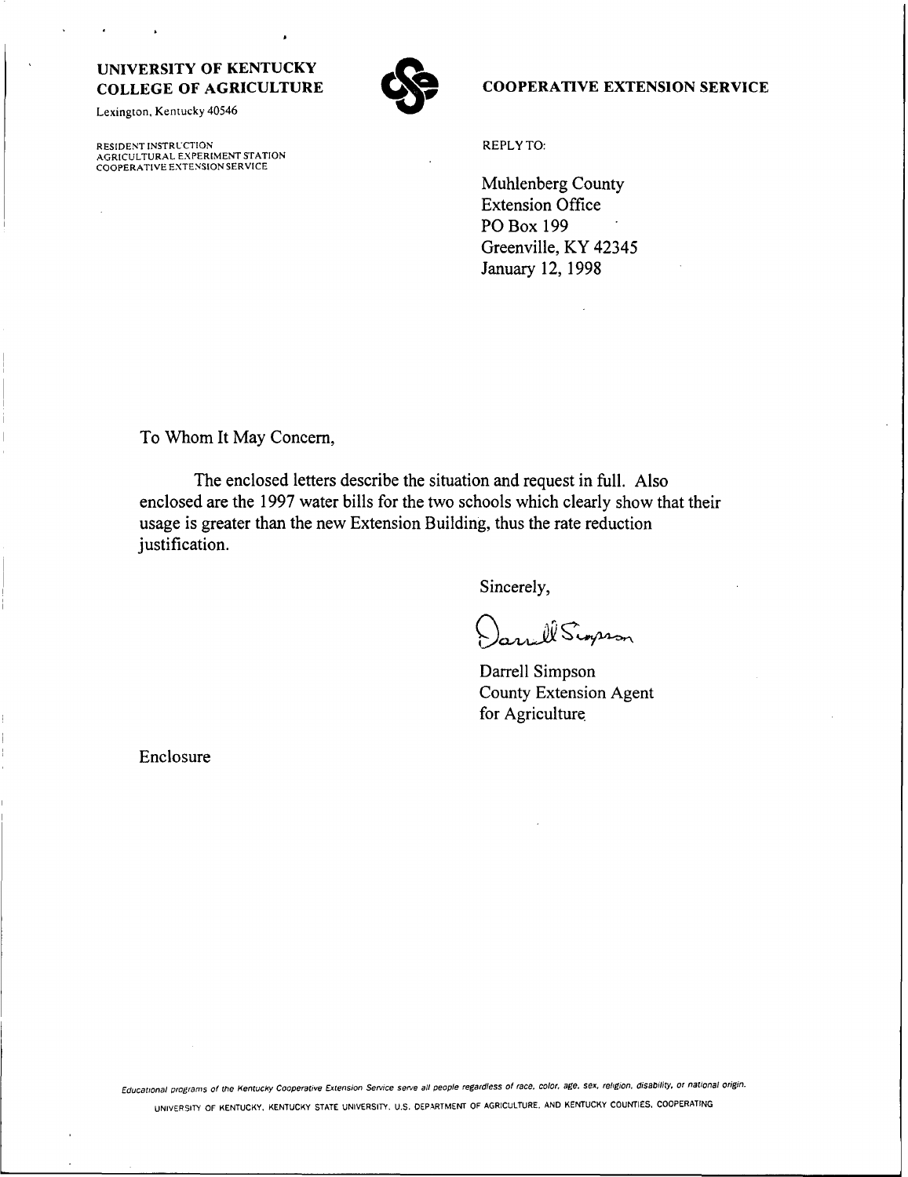**UNIVERSITY OF KENTUCKY**
**COLLEGE OF AGRICULTURE**

Lexington, Kentucky 40546

RESIDENT INSTRUCTION
AGRICULTURAL EXPERIMENT STATION
COOPERATIVE EXTENSION SERVICE

**COOPERATIVE EXTENSION SERVICE**

REPLY TO:

Muhlenberg County
Extension Office
PO Box 199
Greenville, KY 42345
January 12, 1998

To Whom It May Concern,

The enclosed letters describe the situation and request in full. Also enclosed are the 1997 water bills for the two schools which clearly show that their usage is greater than the new Extension Building, thus the rate reduction justification.

Sincerely,

Darrell Simpson

Darrell Simpson
County Extension Agent
for Agriculture

Enclosure

*Educational programs of the Kentucky Cooperative Extension Service serve all people regardless of race, color, age, sex, religion, disability, or national origin.*

UNIVERSITY OF KENTUCKY, KENTUCKY STATE UNIVERSITY, U.S. DEPARTMENT OF AGRICULTURE, AND KENTUCKY COUNTIES, COOPERATING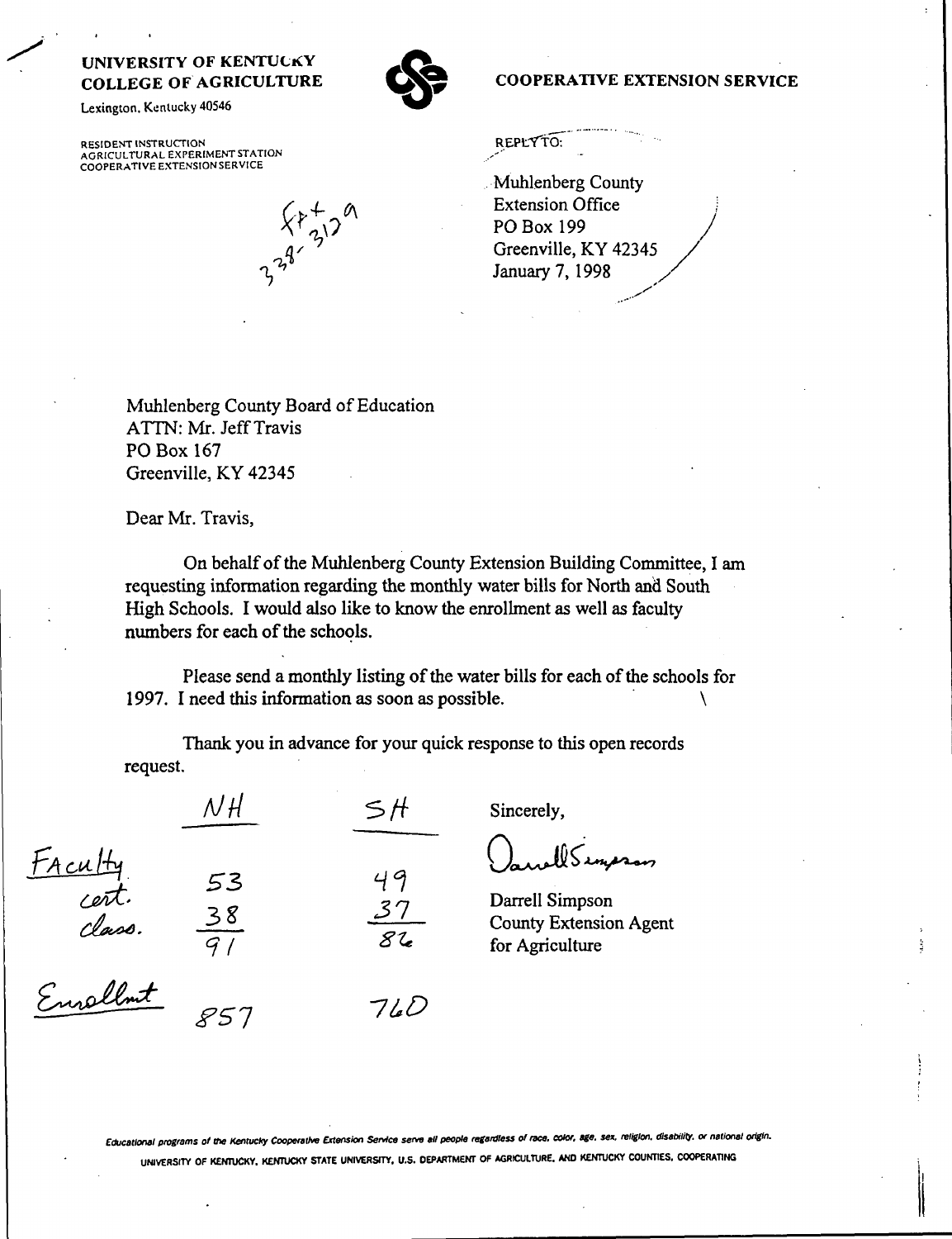**UNIVERSITY OF KENTUCKY**
**COLLEGE OF AGRICULTURE**

Lexington, Kentucky 40546

RESIDENT INSTRUCTION
AGRICULTURAL EXPERIMENT STATION
COOPERATIVE EXTENSION SERVICE

**COOPERATIVE EXTENSION SERVICE**

Fax 338-3129

REPLY TO:

Muhlenberg County
Extension Office
PO Box 199
Greenville, KY 42345
January 7, 1998

Muhlenberg County Board of Education
ATTN: Mr. Jeff Travis
PO Box 167
Greenville, KY 42345

Dear Mr. Travis,

On behalf of the Muhlenberg County Extension Building Committee, I am requesting information regarding the monthly water bills for North and South High Schools. I would also like to know the enrollment as well as faculty numbers for each of the schools.

Please send a monthly listing of the water bills for each of the schools for 1997. I need this information as soon as possible.

Thank you in advance for your quick response to this open records request.

Sincerely,

Darrell Simpson
County Extension Agent
for Agriculture

| | NH | SH |
|---|---|---|
| Faculty cert. | 53 | 49 |
| class. | 38 | 37 |
| | 91 | 86 |
| Enrollmt | 857 | 760 |

*Educational programs of the Kentucky Cooperative Extension Service serve all people regardless of race, color, age, sex, religion, disability, or national origin.*

UNIVERSITY OF KENTUCKY, KENTUCKY STATE UNIVERSITY, U.S. DEPARTMENT OF AGRICULTURE, AND KENTUCKY COUNTIES, COOPERATING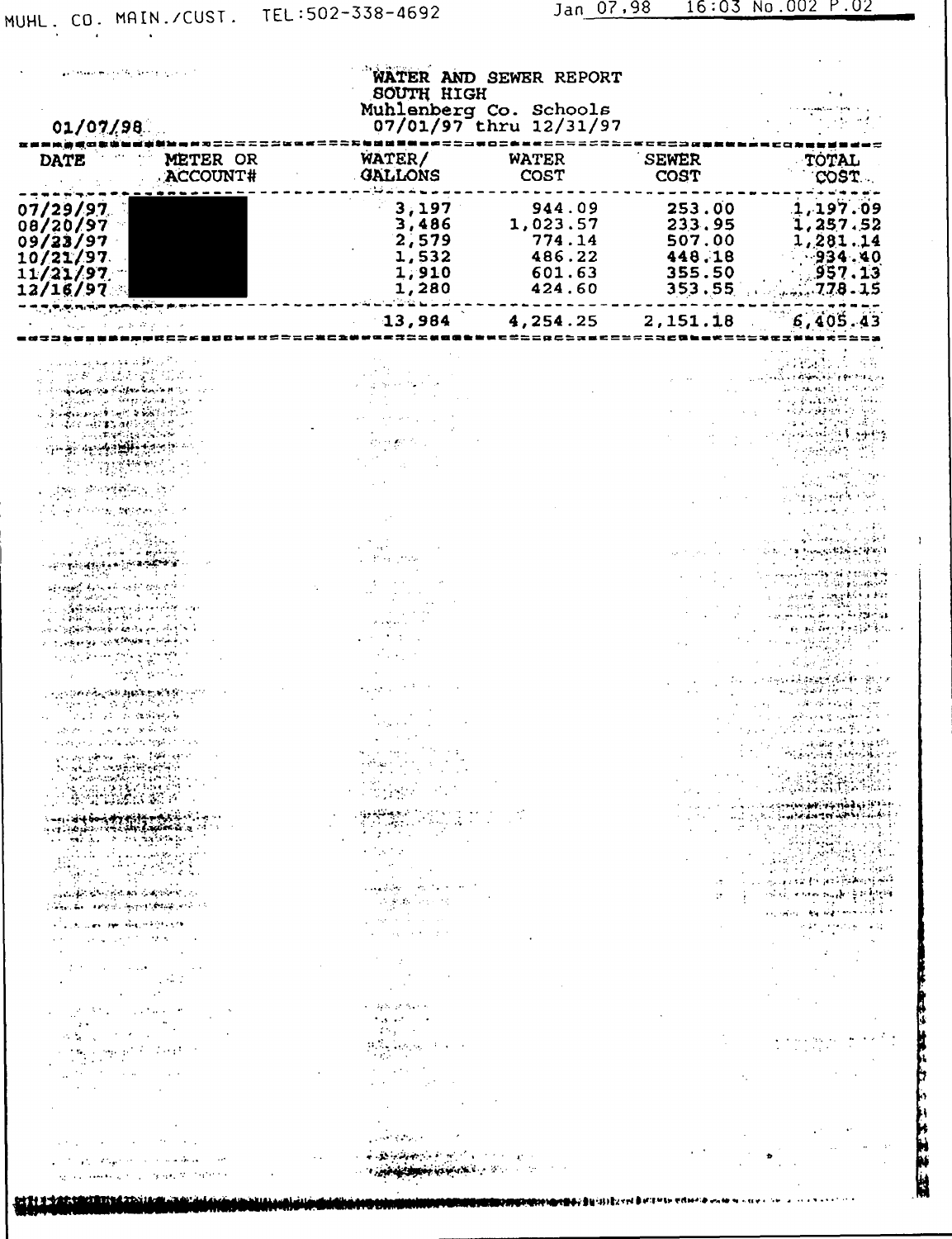# WATER AND SEWER REPORT
## SOUTH HIGH
### Muhlenberg Co. Schools
07/01/97 thru 12/31/97

01/07/98

| DATE | METER OR ACCOUNT# | WATER/ GALLONS | WATER COST | SEWER COST | TOTAL COST |
|---|---|---|---|---|---|
| 07/29/97 | | 3,197 | 944.09 | 253.00 | 1,197.09 |
| 08/20/97 | | 3,486 | 1,023.57 | 233.95 | 1,257.52 |
| 09/23/97 | | 2,579 | 774.14 | 507.00 | 1,281.14 |
| 10/21/97 | | 1,532 | 486.22 | 448.18 | 934.40 |
| 11/21/97 | | 1,910 | 601.63 | 355.50 | 957.13 |
| 12/16/97 | | 1,280 | 424.60 | 353.55 | 778.15 |
| | | 13,984 | 4,254.25 | 2,151.18 | 6,405.43 |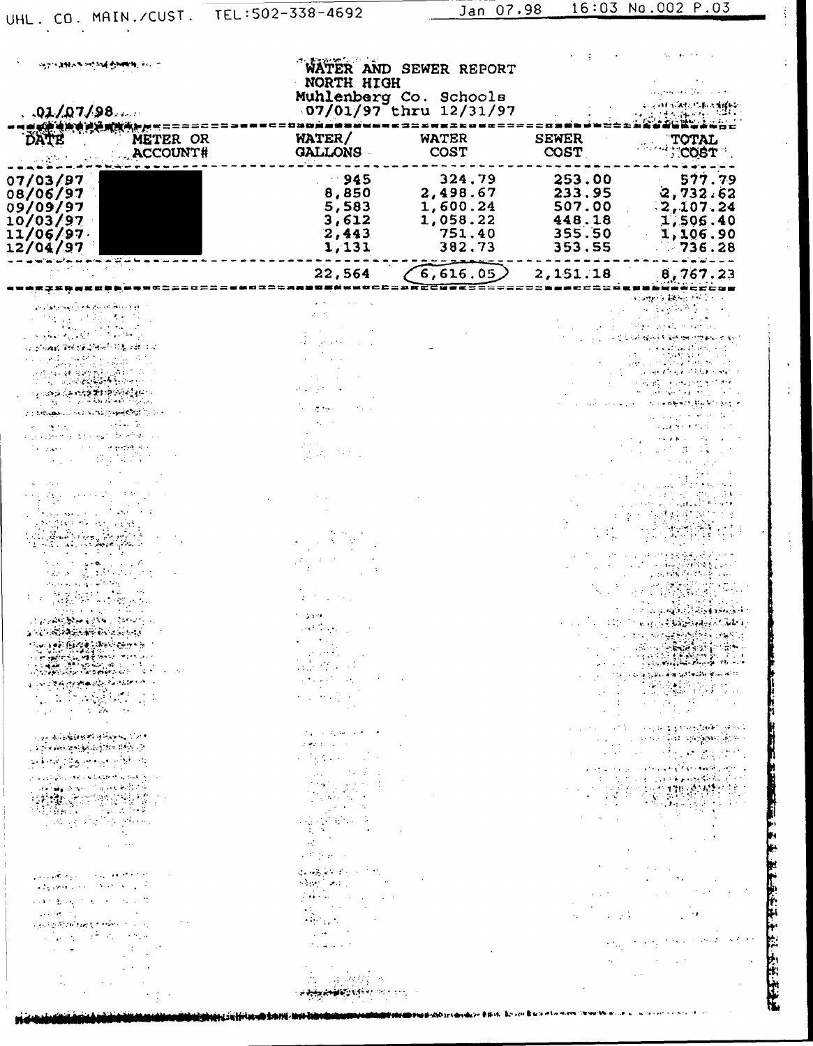01/07/98

# WATER AND SEWER REPORT

NORTH HIGH

Muhlenberg Co. Schools

07/01/97 thru 12/31/97

| DATE | METER OR ACCOUNT# | WATER/ GALLONS | WATER COST | SEWER COST | TOTAL COST |
|---|---|---|---|---|---|
| 07/03/97 | | 945 | 324.79 | 253.00 | 577.79 |
| 08/06/97 | | 8,850 | 2,498.67 | 233.95 | 2,732.62 |
| 09/09/97 | | 5,583 | 1,600.24 | 507.00 | 2,107.24 |
| 10/03/97 | | 3,612 | 1,058.22 | 448.18 | 1,506.40 |
| 11/06/97 | | 2,443 | 751.40 | 355.50 | 1,106.90 |
| 12/04/97 | | 1,131 | 382.73 | 353.55 | 736.28 |
| | | 22,564 | 6,616.05 | 2,151.18 | 8,767.23 |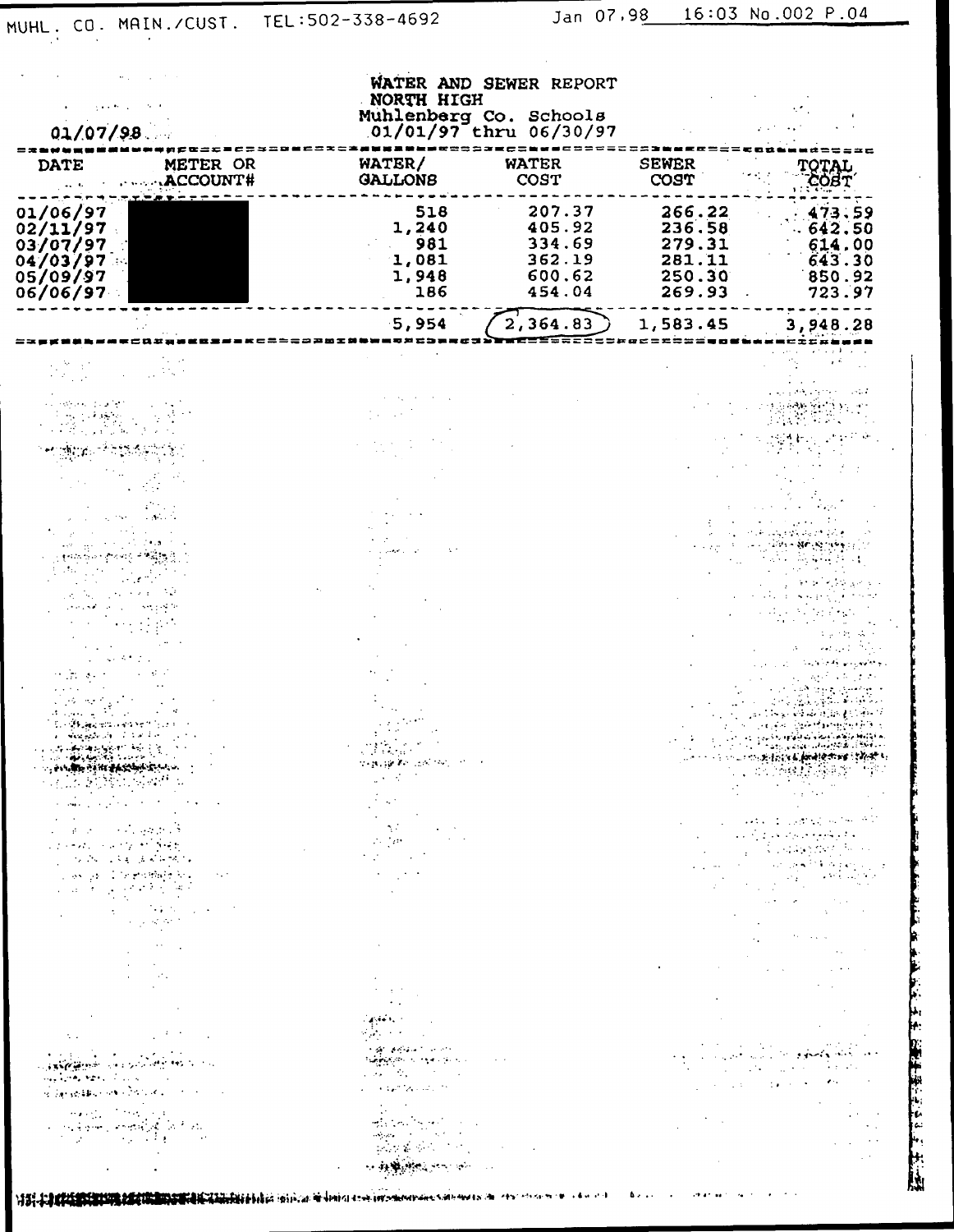WATER AND SEWER REPORT
NORTH HIGH
Muhlenberg Co. Schools
01/01/97 thru 06/30/97

01/07/98

| DATE | METER OR ACCOUNT# | WATER/ GALLONS | WATER COST | SEWER COST | TOTAL COST |
|---|---|---|---|---|---|
| 01/06/97 | | 518 | 207.37 | 266.22 | 473.59 |
| 02/11/97 | | 1,240 | 405.92 | 236.58 | 642.50 |
| 03/07/97 | | 981 | 334.69 | 279.31 | 614.00 |
| 04/03/97 | | 1,081 | 362.19 | 281.11 | 643.30 |
| 05/09/97 | | 1,948 | 600.62 | 250.30 | 850.92 |
| 06/06/97 | | 186 | 454.04 | 269.93 | 723.97 |
| | | 5,954 | 2,364.83 | 1,583.45 | 3,948.28 |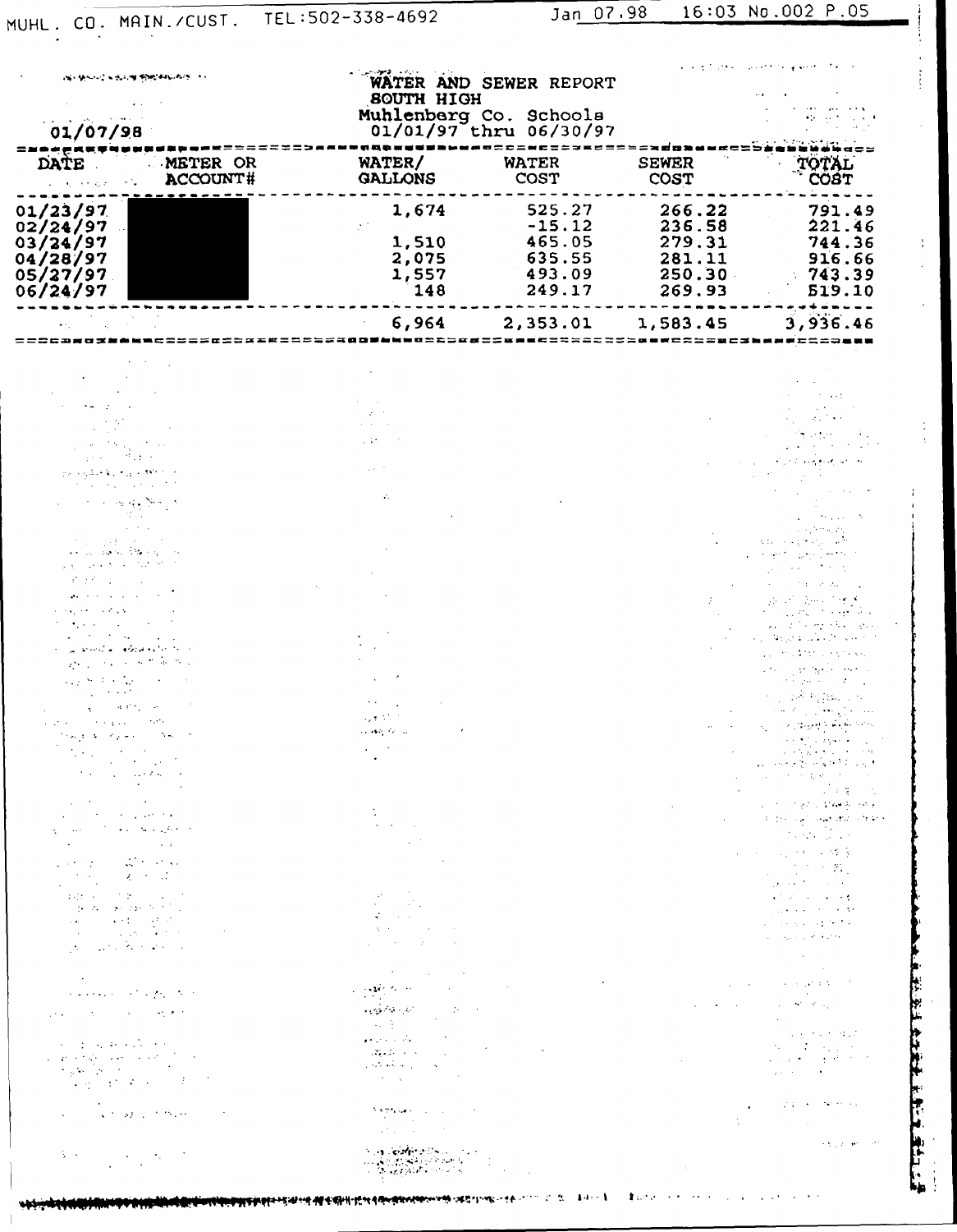# WATER AND SEWER REPORT
## SOUTH HIGH
Muhlenberg Co. Schools
01/01/97 thru 06/30/97

01/07/98

| DATE | METER OR ACCOUNT# | WATER/ GALLONS | WATER COST | SEWER COST | TOTAL COST |
|---|---|---|---|---|---|
| 01/23/97 | | 1,674 | 525.27 | 266.22 | 791.49 |
| 02/24/97 | | | -15.12 | 236.58 | 221.46 |
| 03/24/97 | | 1,510 | 465.05 | 279.31 | 744.36 |
| 04/28/97 | | 2,075 | 635.55 | 281.11 | 916.66 |
| 05/27/97 | | 1,557 | 493.09 | 250.30 | 743.39 |
| 06/24/97 | | 148 | 249.17 | 269.93 | 519.10 |
| | | 6,964 | 2,353.01 | 1,583.45 | 3,936.46 |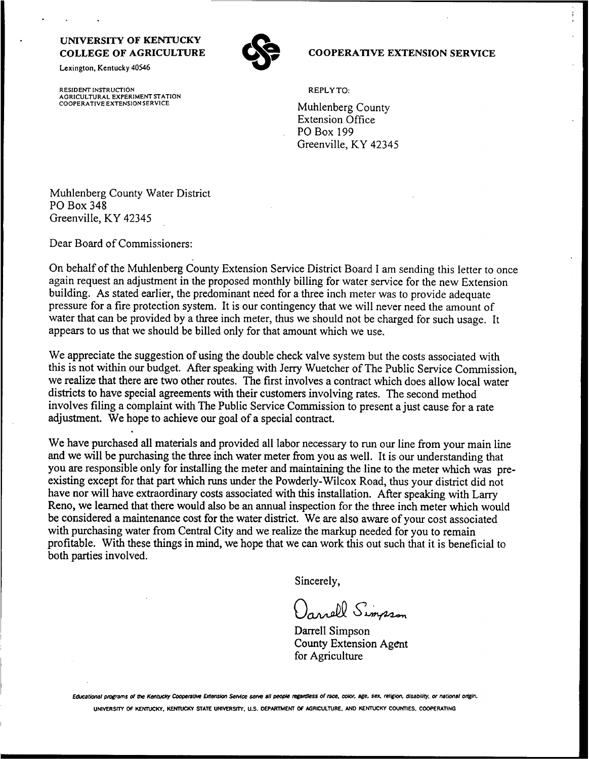**UNIVERSITY OF KENTUCKY**
**COLLEGE OF AGRICULTURE**
Lexington, Kentucky 40546

RESIDENT INSTRUCTION
AGRICULTURAL EXPERIMENT STATION
COOPERATIVE EXTENSION SERVICE

**COOPERATIVE EXTENSION SERVICE**

REPLY TO:

Muhlenberg County
Extension Office
PO Box 199
Greenville, KY 42345

Muhlenberg County Water District
PO Box 348
Greenville, KY 42345

Dear Board of Commissioners:

On behalf of the Muhlenberg County Extension Service District Board I am sending this letter to once again request an adjustment in the proposed monthly billing for water service for the new Extension building. As stated earlier, the predominant need for a three inch meter was to provide adequate pressure for a fire protection system. It is our contingency that we will never need the amount of water that can be provided by a three inch meter, thus we should not be charged for such usage. It appears to us that we should be billed only for that amount which we use.

We appreciate the suggestion of using the double check valve system but the costs associated with this is not within our budget. After speaking with Jerry Wuetcher of The Public Service Commission, we realize that there are two other routes. The first involves a contract which does allow local water districts to have special agreements with their customers involving rates. The second method involves filing a complaint with The Public Service Commission to present a just cause for a rate adjustment. We hope to achieve our goal of a special contract.

We have purchased all materials and provided all labor necessary to run our line from your main line and we will be purchasing the three inch water meter from you as well. It is our understanding that you are responsible only for installing the meter and maintaining the line to the meter which was pre-existing except for that part which runs under the Powderly-Wilcox Road, thus your district did not have nor will have extraordinary costs associated with this installation. After speaking with Larry Reno, we learned that there would also be an annual inspection for the three inch meter which would be considered a maintenance cost for the water district. We are also aware of your cost associated with purchasing water from Central City and we realize the markup needed for you to remain profitable. With these things in mind, we hope that we can work this out such that it is beneficial to both parties involved.

Sincerely,

Darrell Simpson

Darrell Simpson
County Extension Agent
for Agriculture

*Educational programs of the Kentucky Cooperative Extension Service serve all people regardless of race, color, age, sex, religion, disability, or national origin.*

UNIVERSITY OF KENTUCKY, KENTUCKY STATE UNIVERSITY, U.S. DEPARTMENT OF AGRICULTURE, AND KENTUCKY COUNTIES, COOPERATING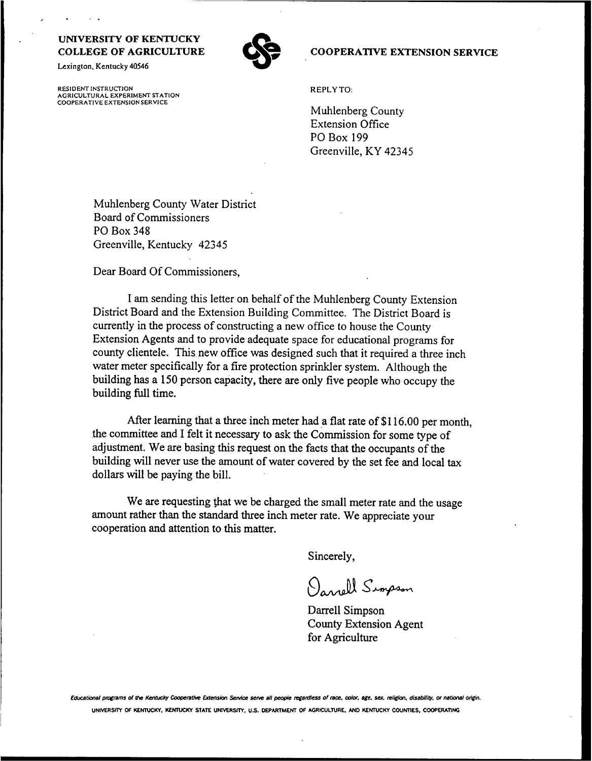**UNIVERSITY OF KENTUCKY**
**COLLEGE OF AGRICULTURE**
Lexington, Kentucky 40546

RESIDENT INSTRUCTION
AGRICULTURAL EXPERIMENT STATION
COOPERATIVE EXTENSION SERVICE

**COOPERATIVE EXTENSION SERVICE**

REPLY TO:

Muhlenberg County
Extension Office
PO Box 199
Greenville, KY 42345

Muhlenberg County Water District
Board of Commissioners
PO Box 348
Greenville, Kentucky 42345

Dear Board Of Commissioners,

I am sending this letter on behalf of the Muhlenberg County Extension District Board and the Extension Building Committee. The District Board is currently in the process of constructing a new office to house the County Extension Agents and to provide adequate space for educational programs for county clientele. This new office was designed such that it required a three inch water meter specifically for a fire protection sprinkler system. Although the building has a 150 person capacity, there are only five people who occupy the building full time.

After learning that a three inch meter had a flat rate of $116.00 per month, the committee and I felt it necessary to ask the Commission for some type of adjustment. We are basing this request on the facts that the occupants of the building will never use the amount of water covered by the set fee and local tax dollars will be paying the bill.

We are requesting that we be charged the small meter rate and the usage amount rather than the standard three inch meter rate. We appreciate your cooperation and attention to this matter.

Sincerely,

Darrell Simpson

Darrell Simpson
County Extension Agent
for Agriculture

*Educational programs of the Kentucky Cooperative Extension Service serve all people regardless of race, color, age, sex, religion, disability, or national origin.*

UNIVERSITY OF KENTUCKY, KENTUCKY STATE UNIVERSITY, U.S. DEPARTMENT OF AGRICULTURE, AND KENTUCKY COUNTIES, COOPERATING